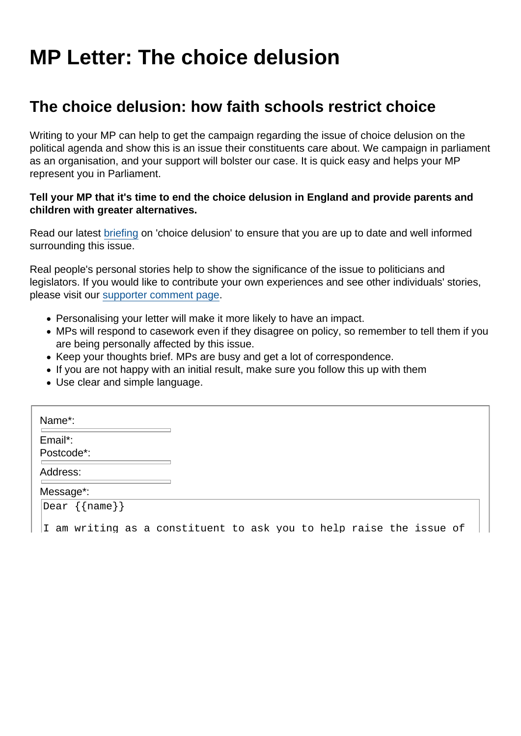# MP Letter: The choice delusion

## The choice delusion: how faith schools restrict choice

Writing to your MP can help to get the campaign regarding the issue of choice delusion on the political agenda and show this is an issue their constituents care about. We campaign in parliament as an organisation, and your support will bolster our case. It is quick easy and helps your MP represent you in Parliament.

**Tell your MP that it's time to end the choice delusion in England and provide parents and children with greater alternatives.**

Read our latest briefing on 'choice delusion' to ensure that you are up to date and well informed surrounding this issue.

Real people's personal stories help to show the significance of the issue to politicians and legislators. If you would like to contribute your own experiences and see other individuals' stories, please visit our supporter comment page.

- Personalising your letter will make it more likely to have an impact.
- MPs will respond to casework even if they disagree on policy, so remember to tell them if you are being personally affected by this issue.
- Keep your thoughts brief. MPs are busy and get a lot of correspondence.
- If you are not happy with an initial result, make sure you follow this up with them
- Use clear and simple language.

Name*:

Email*:

Postcode*:

Address:

Message*:

```
Dear {{name}}

I am writing as a constituent to ask you to help raise the issue of
```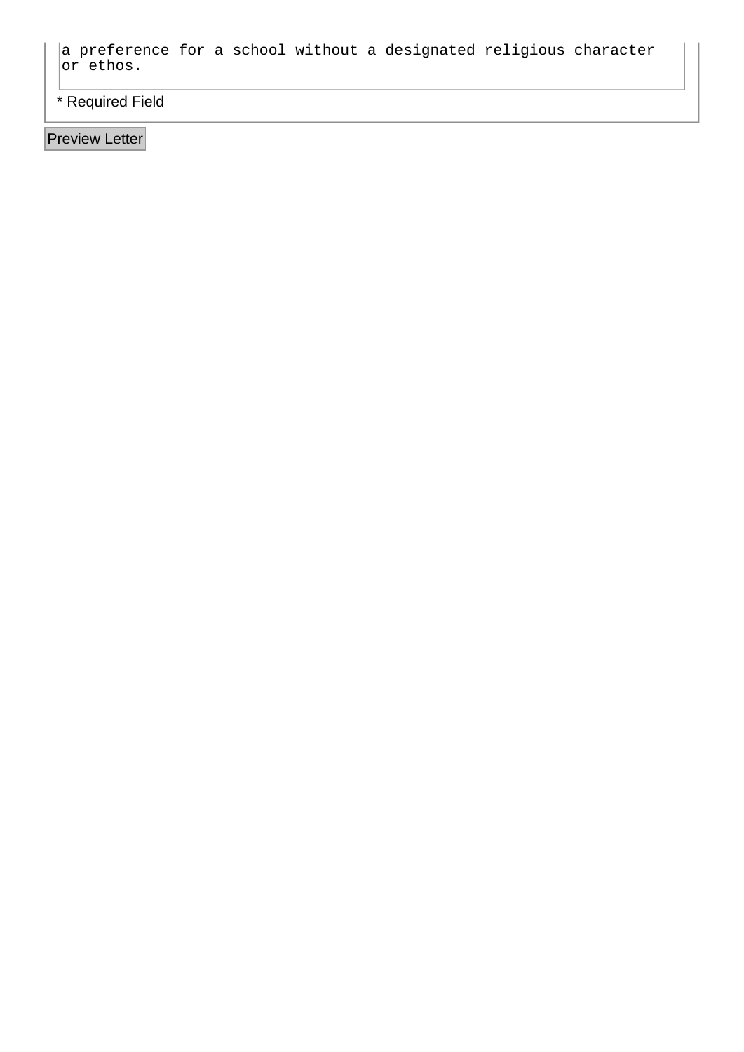a preference for a school without a designated religious character or ethos.

* Required Field

Preview Letter